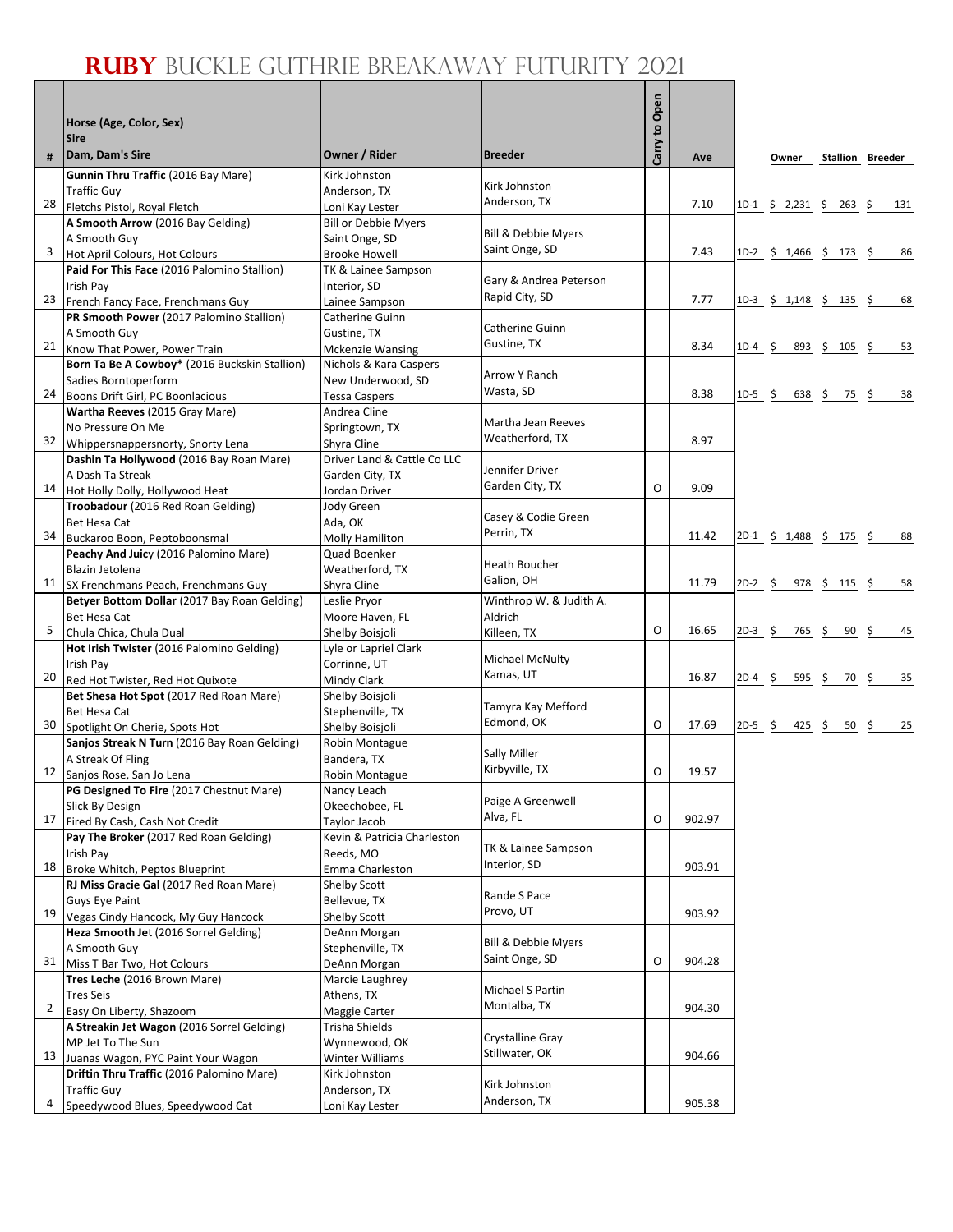# RUBY BUCKLE GUTHRIE BREAKAWAY FUTURITY 2021

| # | Horse (Age, Color, Sex)<br>Sire<br>Dam, Dam's Sire | Owner / Rider | Breeder | Carry to Open | Ave | | Owner | Stallion | Breeder |
|---|---|---|---|---|---|---|---|---|---|
| 28 | **Gunnin Thru Traffic** (2016 Bay Mare)<br>Traffic Guy<br>Fletchs Pistol, Royal Fletch | Kirk Johnston<br>Anderson, TX<br>Loni Kay Lester | Kirk Johnston<br>Anderson, TX | | 7.10 | 1D-1 | $ 2,231 | $ 263 | $ 131 |
| 3 | **A Smooth Arrow** (2016 Bay Gelding)<br>A Smooth Guy<br>Hot April Colours, Hot Colours | Bill or Debbie Myers<br>Saint Onge, SD<br>Brooke Howell | Bill & Debbie Myers<br>Saint Onge, SD | | 7.43 | 1D-2 | $ 1,466 | $ 173 | $ 86 |
| 23 | **Paid For This Face** (2016 Palomino Stallion)<br>Irish Pay<br>French Fancy Face, Frenchmans Guy | TK & Lainee Sampson<br>Interior, SD<br>Lainee Sampson | Gary & Andrea Peterson<br>Rapid City, SD | | 7.77 | 1D-3 | $ 1,148 | $ 135 | $ 68 |
| 21 | **PR Smooth Power** (2017 Palomino Stallion)<br>A Smooth Guy<br>Know That Power, Power Train | Catherine Guinn<br>Gustine, TX<br>Mckenzie Wansing | Catherine Guinn<br>Gustine, TX | | 8.34 | 1D-4 | $ 893 | $ 105 | $ 53 |
| 24 | **Born Ta Be A Cowboy*** (2016 Buckskin Stallion)<br>Sadies Borntoperform<br>Boons Drift Girl, PC Boonlacious | Nichols & Kara Caspers<br>New Underwood, SD<br>Tessa Caspers | Arrow Y Ranch<br>Wasta, SD | | 8.38 | 1D-5 | $ 638 | $ 75 | $ 38 |
| 32 | **Wartha Reeves** (2015 Gray Mare)<br>No Pressure On Me<br>Whippersnappersnorty, Snorty Lena | Andrea Cline<br>Springtown, TX<br>Shyra Cline | Martha Jean Reeves<br>Weatherford, TX | | 8.97 | | | | |
| 14 | **Dashin Ta Hollywood** (2016 Bay Roan Mare)<br>A Dash Ta Streak<br>Hot Holly Dolly, Hollywood Heat | Driver Land & Cattle Co LLC<br>Garden City, TX<br>Jordan Driver | Jennifer Driver<br>Garden City, TX | O | 9.09 | | | | |
| 34 | **Troobadour** (2016 Red Roan Gelding)<br>Bet Hesa Cat<br>Buckaroo Boon, Peptoboonsmal | Jody Green<br>Ada, OK<br>Molly Hamilton | Casey & Codie Green<br>Perrin, TX | | 11.42 | 2D-1 | $ 1,488 | $ 175 | $ 88 |
| 11 | **Peachy And Juicy** (2016 Palomino Mare)<br>Blazin Jetolena<br>SX Frenchmans Peach, Frenchmans Guy | Quad Boenker<br>Weatherford, TX<br>Shyra Cline | Heath Boucher<br>Galion, OH | | 11.79 | 2D-2 | $ 978 | $ 115 | $ 58 |
| 5 | **Betyer Bottom Dollar** (2017 Bay Roan Gelding)<br>Bet Hesa Cat<br>Chula Chica, Chula Dual | Leslie Pryor<br>Moore Haven, FL<br>Shelby Boisjoli | Winthrop W. & Judith A. Aldrich<br>Killeen, TX | O | 16.65 | 2D-3 | $ 765 | $ 90 | $ 45 |
| 20 | **Hot Irish Twister** (2016 Palomino Gelding)<br>Irish Pay<br>Red Hot Twister, Red Hot Quixote | Lyle or Lapriel Clark<br>Corrinne, UT<br>Mindy Clark | Michael McNulty<br>Kamas, UT | | 16.87 | 2D-4 | $ 595 | $ 70 | $ 35 |
| 30 | **Bet Shesa Hot Spot** (2017 Red Roan Mare)<br>Bet Hesa Cat<br>Spotlight On Cherie, Spots Hot | Shelby Boisjoli<br>Stephenville, TX<br>Shelby Boisjoli | Tamyra Kay Mefford<br>Edmond, OK | O | 17.69 | 2D-5 | $ 425 | $ 50 | $ 25 |
| 12 | **Sanjos Streak N Turn** (2016 Bay Roan Gelding)<br>A Streak Of Fling<br>Sanjos Rose, San Jo Lena | Robin Montague<br>Bandera, TX<br>Robin Montague | Sally Miller<br>Kirbyville, TX | O | 19.57 | | | | |
| 17 | **PG Designed To Fire** (2017 Chestnut Mare)<br>Slick By Design<br>Fired By Cash, Cash Not Credit | Nancy Leach<br>Okeechobee, FL<br>Taylor Jacob | Paige A Greenwell<br>Alva, FL | O | 902.97 | | | | |
| 18 | **Pay The Broker** (2017 Red Roan Gelding)<br>Irish Pay<br>Broke Whitch, Peptos Blueprint | Kevin & Patricia Charleston<br>Reeds, MO<br>Emma Charleston | TK & Lainee Sampson<br>Interior, SD | | 903.91 | | | | |
| 19 | **RJ Miss Gracie Gal** (2017 Red Roan Mare)<br>Guys Eye Paint<br>Vegas Cindy Hancock, My Guy Hancock | Shelby Scott<br>Bellevue, TX<br>Shelby Scott | Rande S Pace<br>Provo, UT | | 903.92 | | | | |
| 31 | **Heza Smooth Jet** (2016 Sorrel Gelding)<br>A Smooth Guy<br>Miss T Bar Two, Hot Colours | DeAnn Morgan<br>Stephenville, TX<br>DeAnn Morgan | Bill & Debbie Myers<br>Saint Onge, SD | O | 904.28 | | | | |
| 2 | **Tres Leche** (2016 Brown Mare)<br>Tres Seis<br>Easy On Liberty, Shazoom | Marcie Laughrey<br>Athens, TX<br>Maggie Carter | Michael S Partin<br>Montalba, TX | | 904.30 | | | | |
| 13 | **A Streakin Jet Wagon** (2016 Sorrel Gelding)<br>MP Jet To The Sun<br>Juanas Wagon, PYC Paint Your Wagon | Trisha Shields<br>Wynnewood, OK<br>Winter Williams | Crystalline Gray<br>Stillwater, OK | | 904.66 | | | | |
| 4 | **Driftin Thru Traffic** (2016 Palomino Mare)<br>Traffic Guy<br>Speedywood Blues, Speedywood Cat | Kirk Johnston<br>Anderson, TX<br>Loni Kay Lester | Kirk Johnston<br>Anderson, TX | | 905.38 | | | | |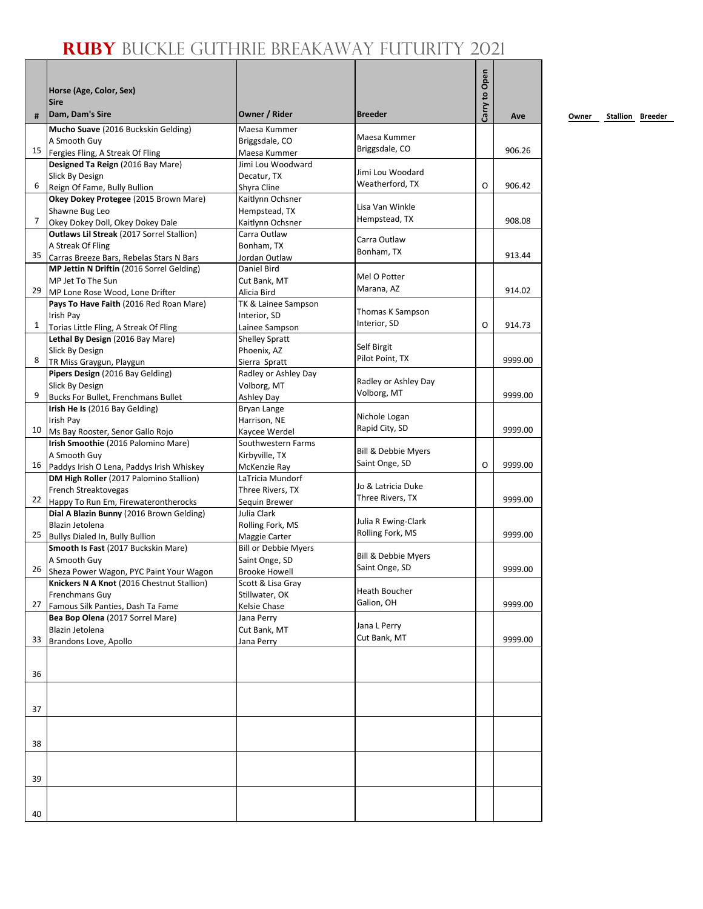# RUBY BUCKLE GUTHRIE BREAKAWAY FUTURITY 2021

| # | Horse (Age, Color, Sex)<br>Sire<br>Dam, Dam's Sire | Owner / Rider | Breeder | Carry to Open | Ave | Owner | Stallion | Breeder |
|---|---|---|---|---|---|---|---|---|
| 15 | **Mucho Suave** (2016 Buckskin Gelding)<br>A Smooth Guy<br>Fergies Fling, A Streak Of Fling | Maesa Kummer<br>Briggsdale, CO<br>Maesa Kummer | Maesa Kummer<br>Briggsdale, CO | | 906.26 | | | |
| 6 | **Designed Ta Reign** (2016 Bay Mare)<br>Slick By Decatur<br>Reign Of Fame, Bully Bullion | Jimi Lou Woodward<br>Decatur, TX<br>Shyra Cline | Jimi Lou Woodard<br>Weatherford, TX | O | 906.42 | | | |
| 7 | **Okey Dokey Protegee** (2015 Brown Mare)<br>Shawne Bug Leo<br>Okey Dokey Doll, Okey Dokey Dale | Kaitlynn Ochsner<br>Hempstead, TX<br>Kaitlynn Ochsner | Lisa Van Winkle<br>Hempstead, TX | | 908.08 | | | |
| 35 | **Outlaws Lil Streak** (2017 Sorrel Stallion)<br>A Streak Of Fling<br>Carras Breeze Bars, Rebelas Stars N Bars | Carra Outlaw<br>Bonham, TX<br>Jordan Outlaw | Carra Outlaw<br>Bonham, TX | | 913.44 | | | |
| 29 | **MP Jettin N Driftin** (2016 Sorrel Gelding)<br>MP Jet To The Sun<br>MP Lone Rose Wood, Lone Drifter | Daniel Bird<br>Cut Bank, MT<br>Alicia Bird | Mel O Potter<br>Marana, AZ | | 914.02 | | | |
| 1 | **Pays To Have Faith** (2016 Red Roan Mare)<br>Irish Pay<br>Torias Little Fling, A Streak Of Fling | TK & Lainee Sampson<br>Interior, SD<br>Lainee Sampson | Thomas K Sampson<br>Interior, SD | O | 914.73 | | | |
| 8 | **Lethal By Design** (2016 Bay Mare)<br>Slick By Design<br>TR Miss Graygun, Playgun | Shelley Spratt<br>Phoenix, AZ<br>Sierra Spratt | Self Birgit<br>Pilot Point, TX | | 9999.00 | | | |
| 9 | **Pipers Design** (2016 Bay Gelding)<br>Slick By Design<br>Bucks For Bullet, Frenchmans Bullet | Radley or Ashley Day<br>Volborg, MT<br>Ashley Day | Radley or Ashley Day<br>Volborg, MT | | 9999.00 | | | |
| 10 | **Irish He Is** (2016 Bay Gelding)<br>Irish Pay<br>Ms Bay Rooster, Senor Gallo Rojo | Bryan Lange<br>Harrison, NE<br>Kaycee Werdel | Nichole Logan<br>Rapid City, SD | | 9999.00 | | | |
| 16 | **Irish Smoothie** (2016 Palomino Mare)<br>A Smooth Guy<br>Paddys Irish O Lena, Paddys Irish Whiskey | Southwestern Farms<br>Kirbyville, TX<br>McKenzie Ray | Bill & Debbie Myers<br>Saint Onge, SD | O | 9999.00 | | | |
| 22 | **DM High Roller** (2017 Palomino Stallion)<br>French Streaktovegas<br>Happy To Run Em, Firewaterontherocks | LaTricia Mundorf<br>Three Rivers, TX<br>Sequin Brewer | Jo & Latricia Duke<br>Three Rivers, TX | | 9999.00 | | | |
| 25 | **Dial A Blazin Bunny** (2016 Brown Gelding)<br>Blazin Jetolena<br>Bullys Dialed In, Bully Bullion | Julia Clark<br>Rolling Fork, MS<br>Maggie Carter | Julia R Ewing-Clark<br>Rolling Fork, MS | | 9999.00 | | | |
| 26 | **Smooth Is Fast** (2017 Buckskin Mare)<br>A Smooth Guy<br>Sheza Power Wagon, PYC Paint Your Wagon | Bill or Debbie Myers<br>Saint Onge, SD<br>Brooke Howell | Bill & Debbie Myers<br>Saint Onge, SD | | 9999.00 | | | |
| 27 | **Knickers N A Knot** (2016 Chestnut Stallion)<br>Frenchmans Guy<br>Famous Silk Panties, Dash Ta Fame | Scott & Lisa Gray<br>Stillwater, OK<br>Kelsie Chase | Heath Boucher<br>Galion, OH | | 9999.00 | | | |
| 33 | **Bea Bop Olena** (2017 Sorrel Mare)<br>Blazin Jetolena<br>Brandons Love, Apollo | Jana Perry<br>Cut Bank, MT<br>Jana Perry | Jana L Perry<br>Cut Bank, MT | | 9999.00 | | | |
| 36 | | | | | | | | |
| 37 | | | | | | | | |
| 38 | | | | | | | | |
| 39 | | | | | | | | |
| 40 | | | | | | | | |